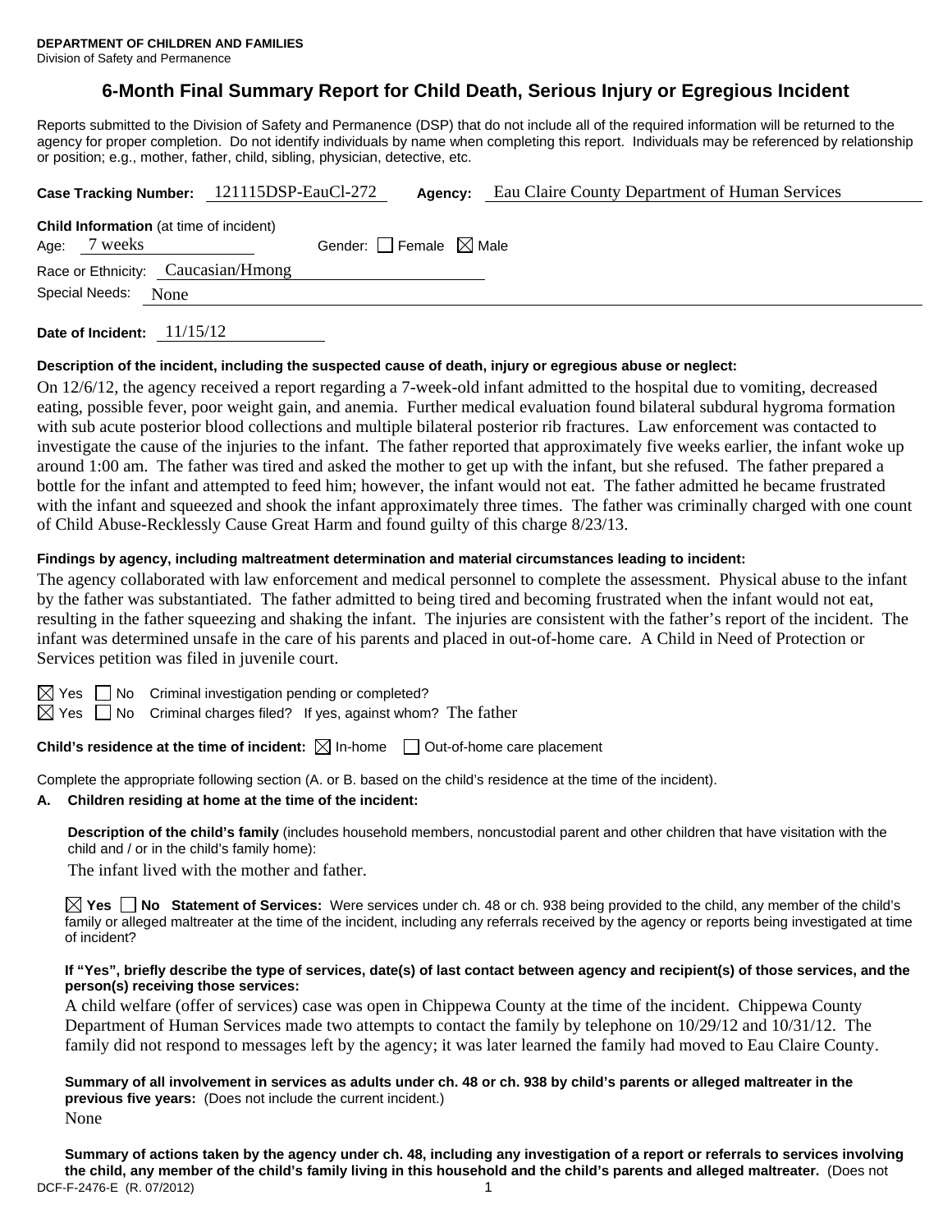**DEPARTMENT OF CHILDREN AND FAMILIES**
Division of Safety and Permanence

# 6-Month Final Summary Report for Child Death, Serious Injury or Egregious Incident

Reports submitted to the Division of Safety and Permanence (DSP) that do not include all of the required information will be returned to the agency for proper completion. Do not identify individuals by name when completing this report. Individuals may be referenced by relationship or position; e.g., mother, father, child, sibling, physician, detective, etc.

**Case Tracking Number:** 121115DSP-EauCl-272 **Agency:** Eau Claire County Department of Human Services

**Child Information** (at time of incident)
Age: 7 weeks Gender: ☐ Female ☒ Male
Race or Ethnicity: Caucasian/Hmong
Special Needs: None

**Date of Incident:** 11/15/12

**Description of the incident, including the suspected cause of death, injury or egregious abuse or neglect:**

On 12/6/12, the agency received a report regarding a 7-week-old infant admitted to the hospital due to vomiting, decreased eating, possible fever, poor weight gain, and anemia. Further medical evaluation found bilateral subdural hygroma formation with sub acute posterior blood collections and multiple bilateral posterior rib fractures. Law enforcement was contacted to investigate the cause of the injuries to the infant. The father reported that approximately five weeks earlier, the infant woke up around 1:00 am. The father was tired and asked the mother to get up with the infant, but she refused. The father prepared a bottle for the infant and attempted to feed him; however, the infant would not eat. The father admitted he became frustrated with the infant and squeezed and shook the infant approximately three times. The father was criminally charged with one count of Child Abuse-Recklessly Cause Great Harm and found guilty of this charge 8/23/13.

**Findings by agency, including maltreatment determination and material circumstances leading to incident:**

The agency collaborated with law enforcement and medical personnel to complete the assessment. Physical abuse to the infant by the father was substantiated. The father admitted to being tired and becoming frustrated when the infant would not eat, resulting in the father squeezing and shaking the infant. The injuries are consistent with the father's report of the incident. The infant was determined unsafe in the care of his parents and placed in out-of-home care. A Child in Need of Protection or Services petition was filed in juvenile court.

☒ Yes ☐ No Criminal investigation pending or completed?
☒ Yes ☐ No Criminal charges filed? If yes, against whom? The father

**Child's residence at the time of incident:** ☒ In-home ☐ Out-of-home care placement

Complete the appropriate following section (A. or B. based on the child's residence at the time of the incident).

**A. Children residing at home at the time of the incident:**

**Description of the child's family** (includes household members, noncustodial parent and other children that have visitation with the child and / or in the child's family home):

The infant lived with the mother and father.

☒ **Yes** ☐ **No Statement of Services:** Were services under ch. 48 or ch. 938 being provided to the child, any member of the child's family or alleged maltreater at the time of the incident, including any referrals received by the agency or reports being investigated at time of incident?

**If "Yes", briefly describe the type of services, date(s) of last contact between agency and recipient(s) of those services, and the person(s) receiving those services:**

A child welfare (offer of services) case was open in Chippewa County at the time of the incident. Chippewa County Department of Human Services made two attempts to contact the family by telephone on 10/29/12 and 10/31/12. The family did not respond to messages left by the agency; it was later learned the family had moved to Eau Claire County.

**Summary of all involvement in services as adults under ch. 48 or ch. 938 by child's parents or alleged maltreater in the previous five years:** (Does not include the current incident.)

None

**Summary of actions taken by the agency under ch. 48, including any investigation of a report or referrals to services involving the child, any member of the child's family living in this household and the child's parents and alleged maltreater.** (Does not

DCF-F-2476-E (R. 07/2012)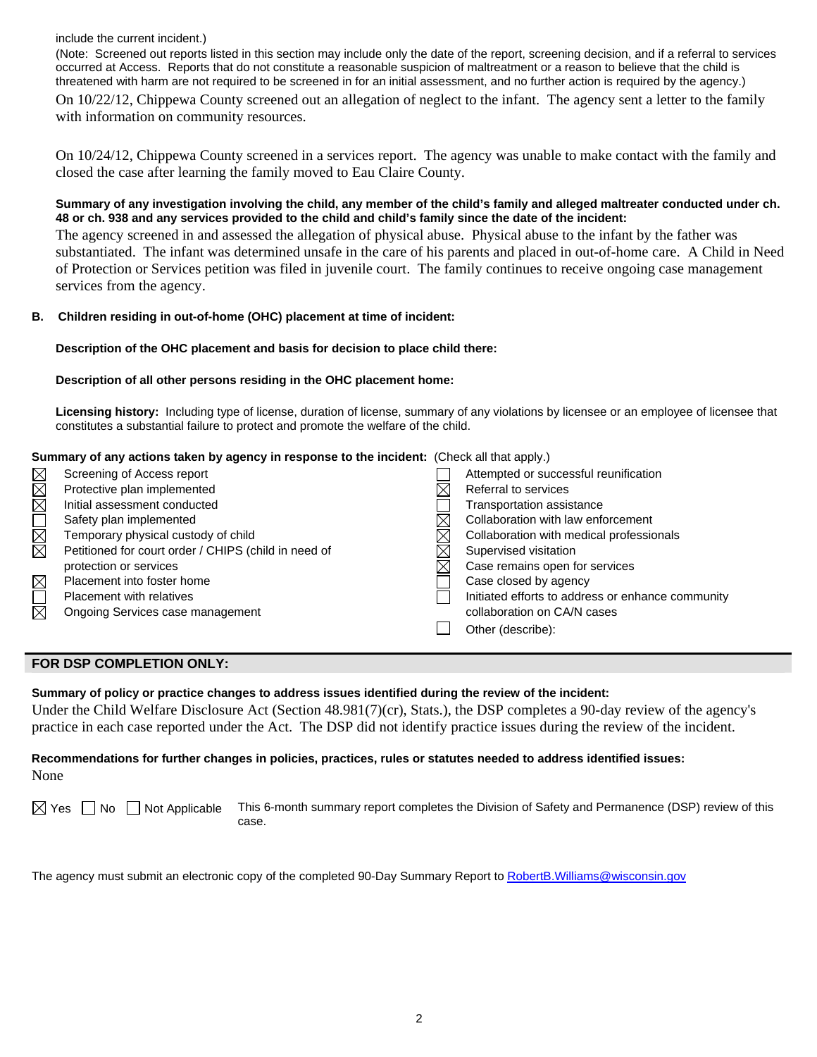include the current incident.)

(Note: Screened out reports listed in this section may include only the date of the report, screening decision, and if a referral to services occurred at Access. Reports that do not constitute a reasonable suspicion of maltreatment or a reason to believe that the child is threatened with harm are not required to be screened in for an initial assessment, and no further action is required by the agency.)

On 10/22/12, Chippewa County screened out an allegation of neglect to the infant. The agency sent a letter to the family with information on community resources.

On 10/24/12, Chippewa County screened in a services report. The agency was unable to make contact with the family and closed the case after learning the family moved to Eau Claire County.

**Summary of any investigation involving the child, any member of the child's family and alleged maltreater conducted under ch. 48 or ch. 938 and any services provided to the child and child's family since the date of the incident:**

The agency screened in and assessed the allegation of physical abuse. Physical abuse to the infant by the father was substantiated. The infant was determined unsafe in the care of his parents and placed in out-of-home care. A Child in Need of Protection or Services petition was filed in juvenile court. The family continues to receive ongoing case management services from the agency.

**B. Children residing in out-of-home (OHC) placement at time of incident:**

**Description of the OHC placement and basis for decision to place child there:**

**Description of all other persons residing in the OHC placement home:**

**Licensing history:** Including type of license, duration of license, summary of any violations by licensee or an employee of licensee that constitutes a substantial failure to protect and promote the welfare of the child.

**Summary of any actions taken by agency in response to the incident:** (Check all that apply.)

- ☒ Screening of Access report
- ☒ Protective plan implemented
- ☒ Initial assessment conducted
- ☐ Safety plan implemented
- ☒ Temporary physical custody of child
- ☒ Petitioned for court order / CHIPS (child in need of protection or services
- ☒ Placement into foster home
- ☐ Placement with relatives
- ☒ Ongoing Services case management
- ☐ Attempted or successful reunification
- ☒ Referral to services
- ☐ Transportation assistance
- ☒ Collaboration with law enforcement
- ☒ Collaboration with medical professionals
- ☒ Supervised visitation
- ☒ Case remains open for services
- ☐ Case closed by agency
- ☐ Initiated efforts to address or enhance community collaboration on CA/N cases
- ☐ Other (describe):

## FOR DSP COMPLETION ONLY:

**Summary of policy or practice changes to address issues identified during the review of the incident:**

Under the Child Welfare Disclosure Act (Section 48.981(7)(cr), Stats.), the DSP completes a 90-day review of the agency's practice in each case reported under the Act. The DSP did not identify practice issues during the review of the incident.

**Recommendations for further changes in policies, practices, rules or statutes needed to address identified issues:**

None

☒ Yes ☐ No ☐ Not Applicable This 6-month summary report completes the Division of Safety and Permanence (DSP) review of this case.

The agency must submit an electronic copy of the completed 90-Day Summary Report to RobertB.Williams@wisconsin.gov